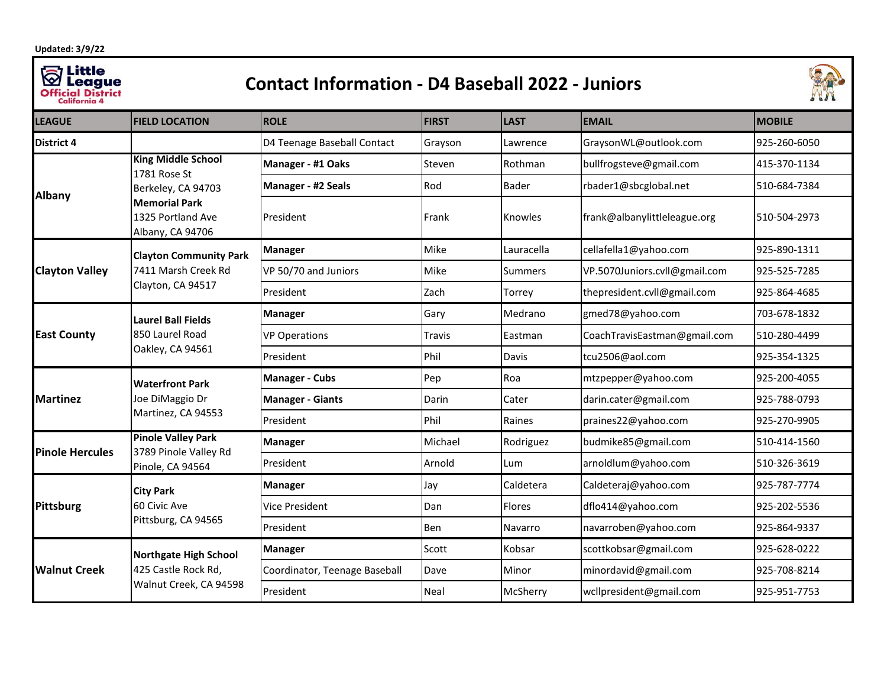Updated: 3/9/22

# Contact Information - D4 Baseball 2022 - Juniors

| LEAGUE | FIELD LOCATION | ROLE | FIRST | LAST | EMAIL | MOBILE |
|---|---|---|---|---|---|---|
| **District 4** | | D4 Teenage Baseball Contact | Grayson | Lawrence | GraysonWL@outlook.com | 925-260-6050 |
| **Albany** | **King Middle School** 1781 Rose St Berkeley, CA 94703 **Memorial Park** 1325 Portland Ave Albany, CA 94706 | **Manager - #1 Oaks** | Steven | Rothman | bullfrogsteve@gmail.com | 415-370-1134 |
| | | **Manager - #2 Seals** | Rod | Bader | rbader1@sbcglobal.net | 510-684-7384 |
| | | President | Frank | Knowles | frank@albanylittleleague.org | 510-504-2973 |
| **Clayton Valley** | **Clayton Community Park** 7411 Marsh Creek Rd Clayton, CA 94517 | **Manager** | Mike | Lauracella | cellafella1@yahoo.com | 925-890-1311 |
| | | VP 50/70 and Juniors | Mike | Summers | VP.5070Juniors.cvll@gmail.com | 925-525-7285 |
| | | President | Zach | Torrey | thepresident.cvll@gmail.com | 925-864-4685 |
| **East County** | **Laurel Ball Fields** 850 Laurel Road Oakley, CA 94561 | **Manager** | Gary | Medrano | gmed78@yahoo.com | 703-678-1832 |
| | | VP Operations | Travis | Eastman | CoachTravisEastman@gmail.com | 510-280-4499 |
| | | President | Phil | Davis | tcu2506@aol.com | 925-354-1325 |
| **Martinez** | **Waterfront Park** Joe DiMaggio Dr Martinez, CA 94553 | **Manager - Cubs** | Pep | Roa | mtzpepper@yahoo.com | 925-200-4055 |
| | | **Manager - Giants** | Darin | Cater | darin.cater@gmail.com | 925-788-0793 |
| | | President | Phil | Raines | praines22@yahoo.com | 925-270-9905 |
| **Pinole Hercules** | **Pinole Valley Park** 3789 Pinole Valley Rd Pinole, CA 94564 | **Manager** | Michael | Rodriguez | budmike85@gmail.com | 510-414-1560 |
| | | President | Arnold | Lum | arnoldlum@yahoo.com | 510-326-3619 |
| **Pittsburg** | **City Park** 60 Civic Ave Pittsburg, CA 94565 | **Manager** | Jay | Caldetera | Caldeteraj@yahoo.com | 925-787-7774 |
| | | Vice President | Dan | Flores | dflo414@yahoo.com | 925-202-5536 |
| | | President | Ben | Navarro | navarroben@yahoo.com | 925-864-9337 |
| **Walnut Creek** | **Northgate High School** 425 Castle Rock Rd, Walnut Creek, CA 94598 | **Manager** | Scott | Kobsar | scottkobsar@gmail.com | 925-628-0222 |
| | | Coordinator, Teenage Baseball | Dave | Minor | minordavid@gmail.com | 925-708-8214 |
| | | President | Neal | McSherry | wcllpresident@gmail.com | 925-951-7753 |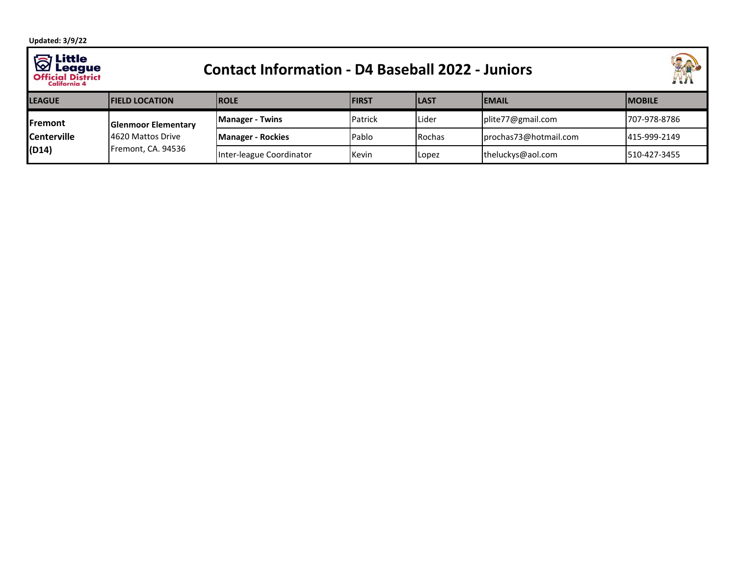Updated: 3/9/22

# Contact Information - D4 Baseball 2022 - Juniors

| LEAGUE | FIELD LOCATION | ROLE | FIRST | LAST | EMAIL | MOBILE |
|---|---|---|---|---|---|---|
| **Fremont Centerville (D14)** | **Glenmoor Elementary** 4620 Mattos Drive Fremont, CA. 94536 | **Manager - Twins** | Patrick | Lider | plite77@gmail.com | 707-978-8786 |
| | | **Manager - Rockies** | Pablo | Rochas | prochas73@hotmail.com | 415-999-2149 |
| | | Inter-league Coordinator | Kevin | Lopez | theluckys@aol.com | 510-427-3455 |